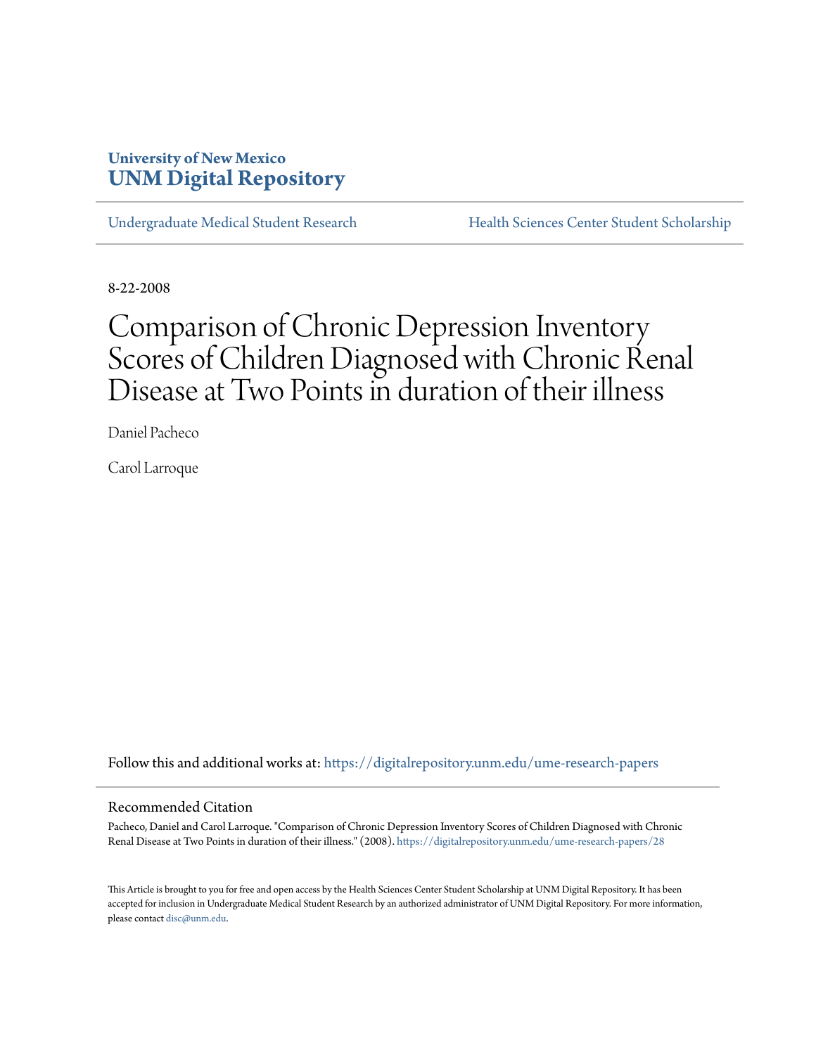**University of New Mexico**
**UNM Digital Repository**

Undergraduate Medical Student Research | Health Sciences Center Student Scholarship

8-22-2008

# Comparison of Chronic Depression Inventory Scores of Children Diagnosed with Chronic Renal Disease at Two Points in duration of their illness

Daniel Pacheco

Carol Larroque

Follow this and additional works at: https://digitalrepository.unm.edu/ume-research-papers

## Recommended Citation

Pacheco, Daniel and Carol Larroque. "Comparison of Chronic Depression Inventory Scores of Children Diagnosed with Chronic Renal Disease at Two Points in duration of their illness." (2008). https://digitalrepository.unm.edu/ume-research-papers/28

This Article is brought to you for free and open access by the Health Sciences Center Student Scholarship at UNM Digital Repository. It has been accepted for inclusion in Undergraduate Medical Student Research by an authorized administrator of UNM Digital Repository. For more information, please contact disc@unm.edu.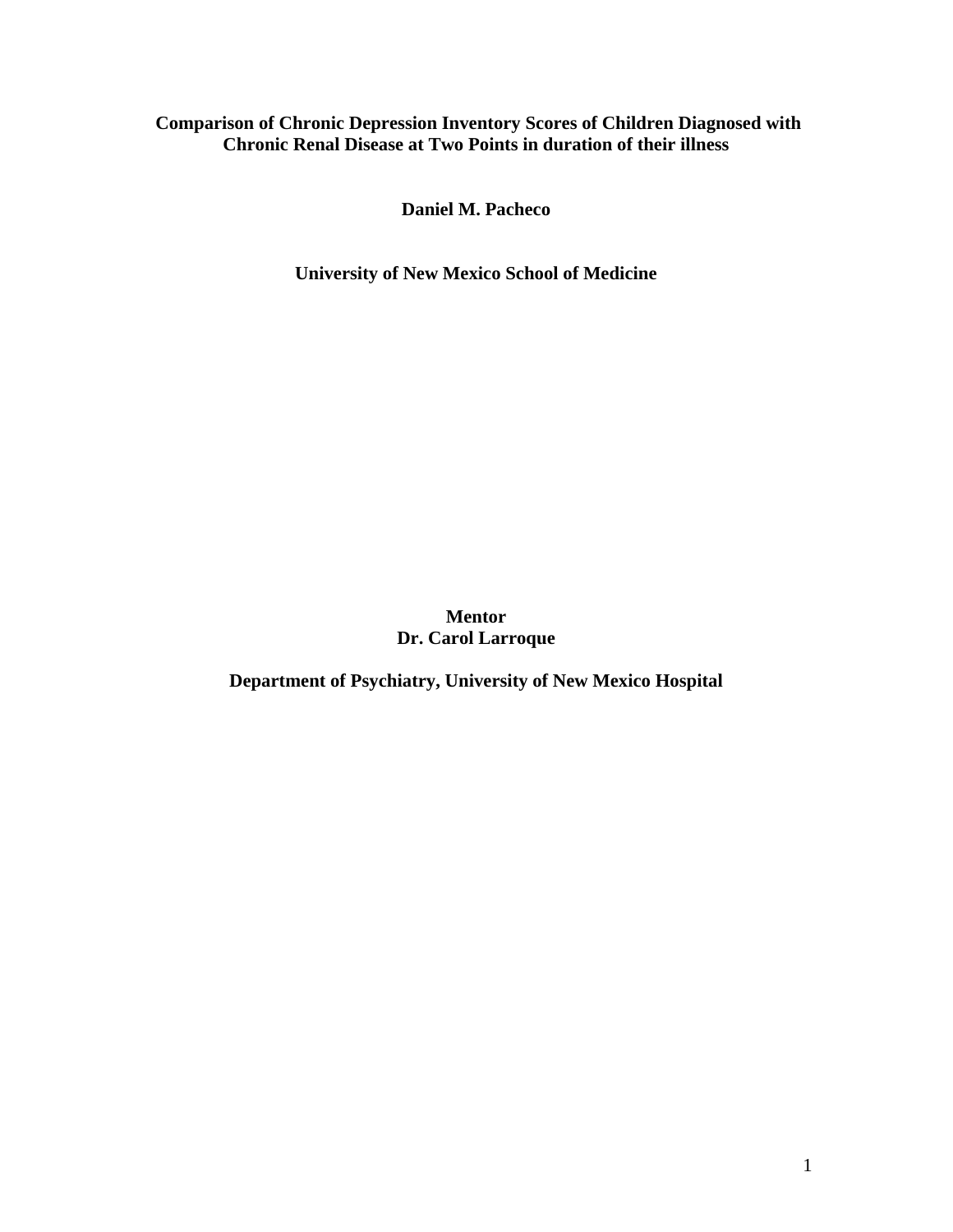# Comparison of Chronic Depression Inventory Scores of Children Diagnosed with Chronic Renal Disease at Two Points in duration of their illness

**Daniel M. Pacheco**

**University of New Mexico School of Medicine**

**Mentor**
**Dr. Carol Larroque**

**Department of Psychiatry, University of New Mexico Hospital**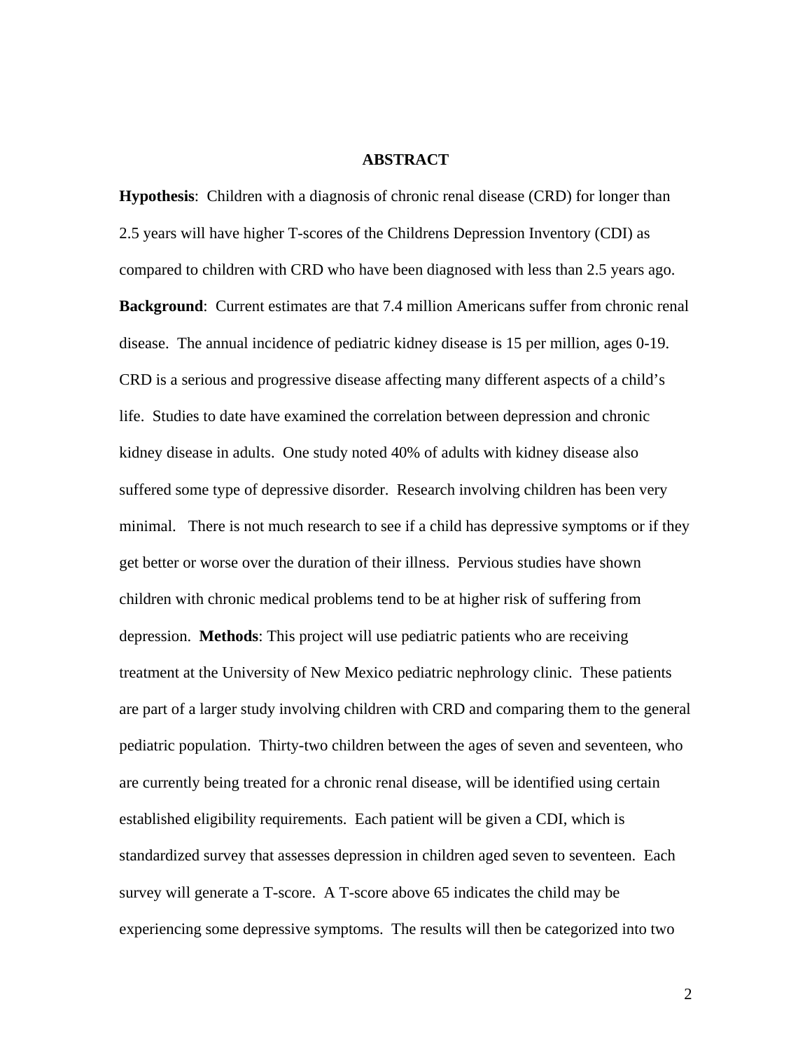## ABSTRACT

**Hypothesis**: Children with a diagnosis of chronic renal disease (CRD) for longer than 2.5 years will have higher T-scores of the Childrens Depression Inventory (CDI) as compared to children with CRD who have been diagnosed with less than 2.5 years ago. **Background**: Current estimates are that 7.4 million Americans suffer from chronic renal disease. The annual incidence of pediatric kidney disease is 15 per million, ages 0-19. CRD is a serious and progressive disease affecting many different aspects of a child's life. Studies to date have examined the correlation between depression and chronic kidney disease in adults. One study noted 40% of adults with kidney disease also suffered some type of depressive disorder. Research involving children has been very minimal. There is not much research to see if a child has depressive symptoms or if they get better or worse over the duration of their illness. Pervious studies have shown children with chronic medical problems tend to be at higher risk of suffering from depression. **Methods**: This project will use pediatric patients who are receiving treatment at the University of New Mexico pediatric nephrology clinic. These patients are part of a larger study involving children with CRD and comparing them to the general pediatric population. Thirty-two children between the ages of seven and seventeen, who are currently being treated for a chronic renal disease, will be identified using certain established eligibility requirements. Each patient will be given a CDI, which is standardized survey that assesses depression in children aged seven to seventeen. Each survey will generate a T-score. A T-score above 65 indicates the child may be experiencing some depressive symptoms. The results will then be categorized into two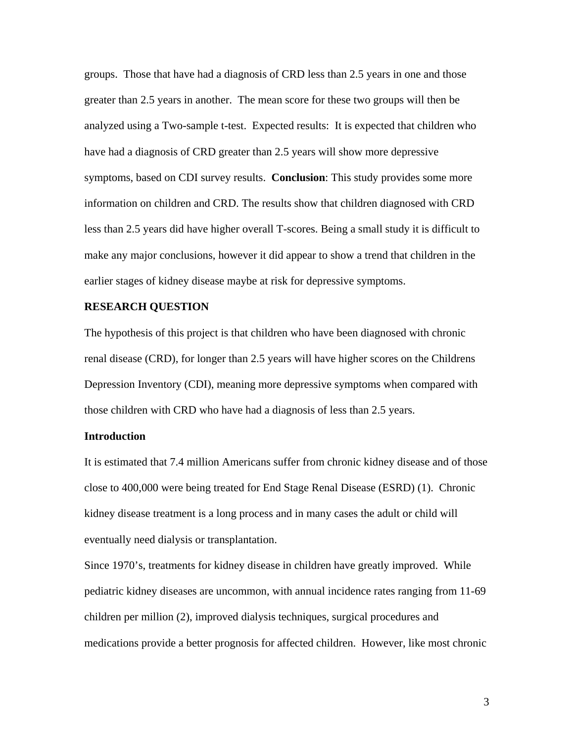groups. Those that have had a diagnosis of CRD less than 2.5 years in one and those greater than 2.5 years in another. The mean score for these two groups will then be analyzed using a Two-sample t-test. Expected results: It is expected that children who have had a diagnosis of CRD greater than 2.5 years will show more depressive symptoms, based on CDI survey results. **Conclusion**: This study provides some more information on children and CRD. The results show that children diagnosed with CRD less than 2.5 years did have higher overall T-scores. Being a small study it is difficult to make any major conclusions, however it did appear to show a trend that children in the earlier stages of kidney disease maybe at risk for depressive symptoms.

## RESEARCH QUESTION

The hypothesis of this project is that children who have been diagnosed with chronic renal disease (CRD), for longer than 2.5 years will have higher scores on the Childrens Depression Inventory (CDI), meaning more depressive symptoms when compared with those children with CRD who have had a diagnosis of less than 2.5 years.

### Introduction

It is estimated that 7.4 million Americans suffer from chronic kidney disease and of those close to 400,000 were being treated for End Stage Renal Disease (ESRD) (1). Chronic kidney disease treatment is a long process and in many cases the adult or child will eventually need dialysis or transplantation.

Since 1970's, treatments for kidney disease in children have greatly improved. While pediatric kidney diseases are uncommon, with annual incidence rates ranging from 11-69 children per million (2), improved dialysis techniques, surgical procedures and medications provide a better prognosis for affected children. However, like most chronic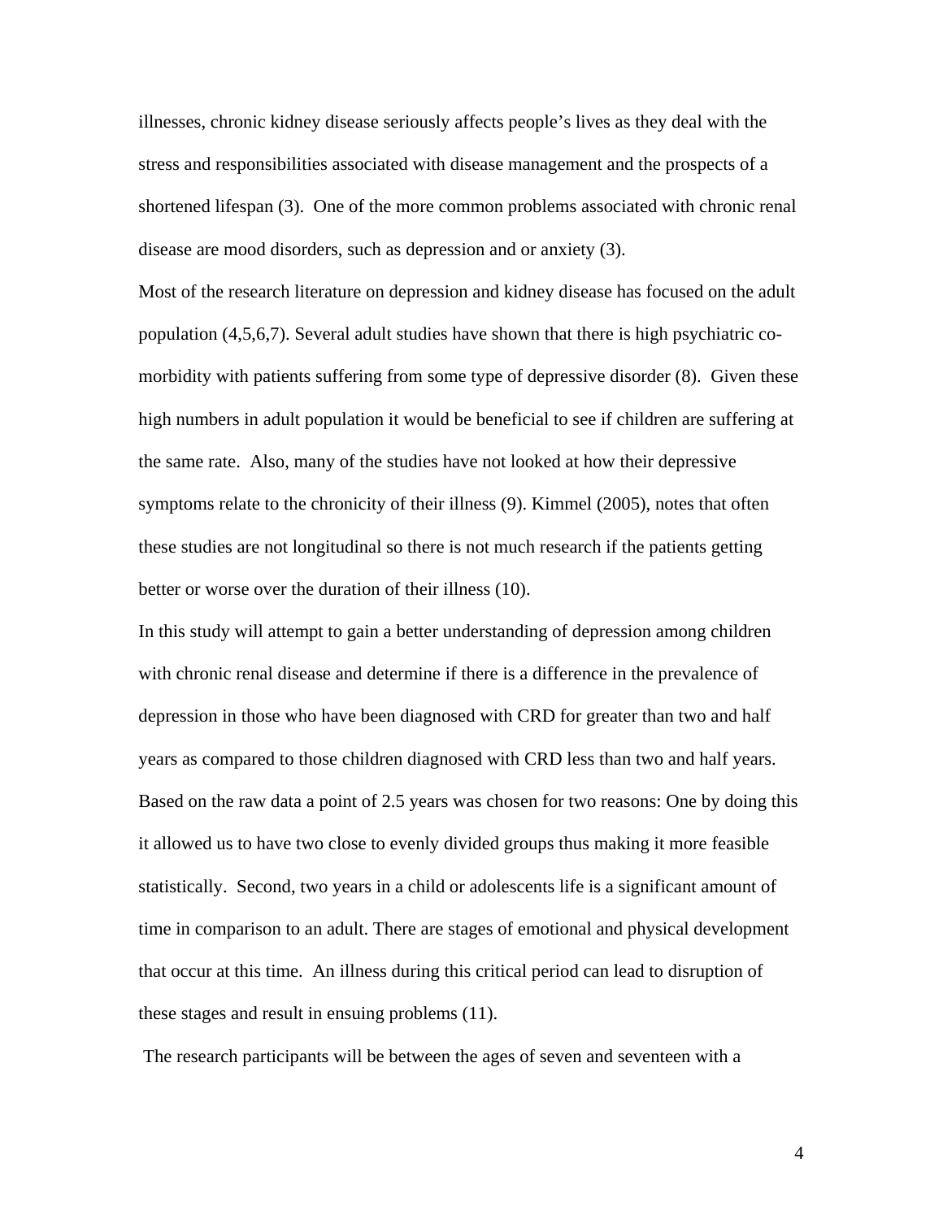illnesses, chronic kidney disease seriously affects people's lives as they deal with the stress and responsibilities associated with disease management and the prospects of a shortened lifespan (3). One of the more common problems associated with chronic renal disease are mood disorders, such as depression and or anxiety (3).

Most of the research literature on depression and kidney disease has focused on the adult population (4,5,6,7). Several adult studies have shown that there is high psychiatric co-morbidity with patients suffering from some type of depressive disorder (8). Given these high numbers in adult population it would be beneficial to see if children are suffering at the same rate. Also, many of the studies have not looked at how their depressive symptoms relate to the chronicity of their illness (9). Kimmel (2005), notes that often these studies are not longitudinal so there is not much research if the patients getting better or worse over the duration of their illness (10).

In this study will attempt to gain a better understanding of depression among children with chronic renal disease and determine if there is a difference in the prevalence of depression in those who have been diagnosed with CRD for greater than two and half years as compared to those children diagnosed with CRD less than two and half years. Based on the raw data a point of 2.5 years was chosen for two reasons: One by doing this it allowed us to have two close to evenly divided groups thus making it more feasible statistically. Second, two years in a child or adolescents life is a significant amount of time in comparison to an adult. There are stages of emotional and physical development that occur at this time. An illness during this critical period can lead to disruption of these stages and result in ensuing problems (11).

The research participants will be between the ages of seven and seventeen with a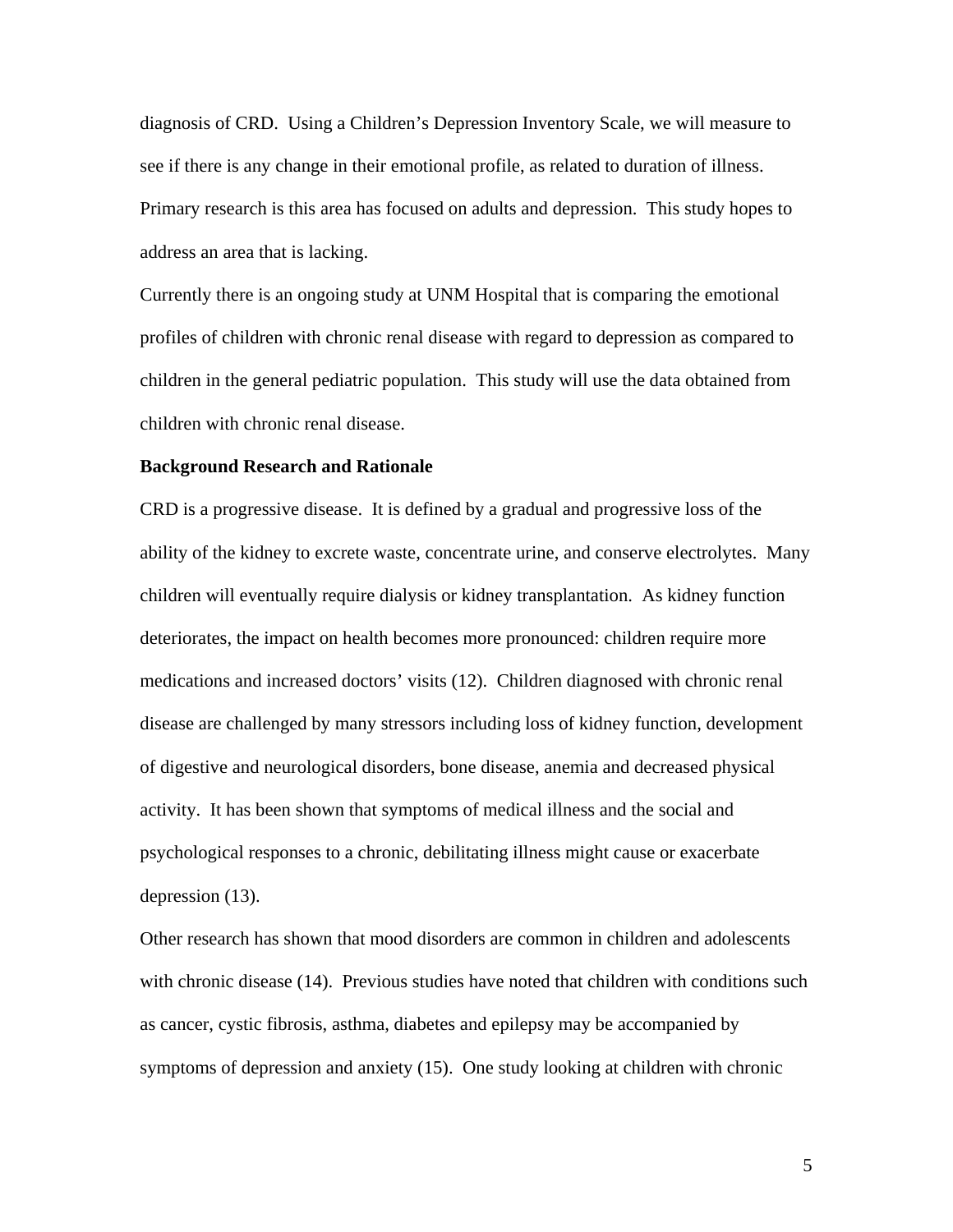diagnosis of CRD. Using a Children's Depression Inventory Scale, we will measure to see if there is any change in their emotional profile, as related to duration of illness. Primary research is this area has focused on adults and depression. This study hopes to address an area that is lacking.

Currently there is an ongoing study at UNM Hospital that is comparing the emotional profiles of children with chronic renal disease with regard to depression as compared to children in the general pediatric population. This study will use the data obtained from children with chronic renal disease.

**Background Research and Rationale**

CRD is a progressive disease. It is defined by a gradual and progressive loss of the ability of the kidney to excrete waste, concentrate urine, and conserve electrolytes. Many children will eventually require dialysis or kidney transplantation. As kidney function deteriorates, the impact on health becomes more pronounced: children require more medications and increased doctors' visits (12). Children diagnosed with chronic renal disease are challenged by many stressors including loss of kidney function, development of digestive and neurological disorders, bone disease, anemia and decreased physical activity. It has been shown that symptoms of medical illness and the social and psychological responses to a chronic, debilitating illness might cause or exacerbate depression (13).

Other research has shown that mood disorders are common in children and adolescents with chronic disease (14). Previous studies have noted that children with conditions such as cancer, cystic fibrosis, asthma, diabetes and epilepsy may be accompanied by symptoms of depression and anxiety (15). One study looking at children with chronic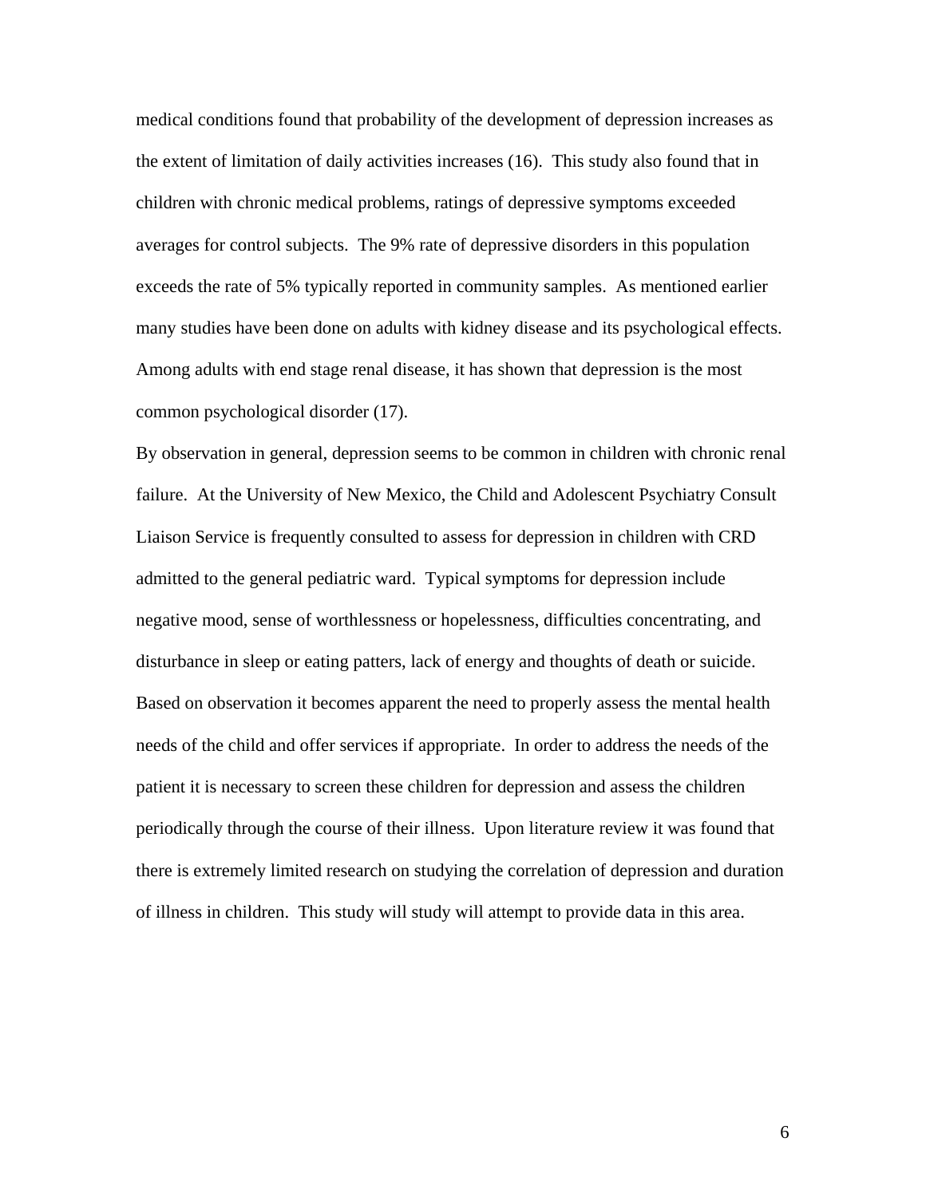medical conditions found that probability of the development of depression increases as the extent of limitation of daily activities increases (16). This study also found that in children with chronic medical problems, ratings of depressive symptoms exceeded averages for control subjects. The 9% rate of depressive disorders in this population exceeds the rate of 5% typically reported in community samples. As mentioned earlier many studies have been done on adults with kidney disease and its psychological effects. Among adults with end stage renal disease, it has shown that depression is the most common psychological disorder (17).

By observation in general, depression seems to be common in children with chronic renal failure. At the University of New Mexico, the Child and Adolescent Psychiatry Consult Liaison Service is frequently consulted to assess for depression in children with CRD admitted to the general pediatric ward. Typical symptoms for depression include negative mood, sense of worthlessness or hopelessness, difficulties concentrating, and disturbance in sleep or eating patters, lack of energy and thoughts of death or suicide. Based on observation it becomes apparent the need to properly assess the mental health needs of the child and offer services if appropriate. In order to address the needs of the patient it is necessary to screen these children for depression and assess the children periodically through the course of their illness. Upon literature review it was found that there is extremely limited research on studying the correlation of depression and duration of illness in children. This study will study will attempt to provide data in this area.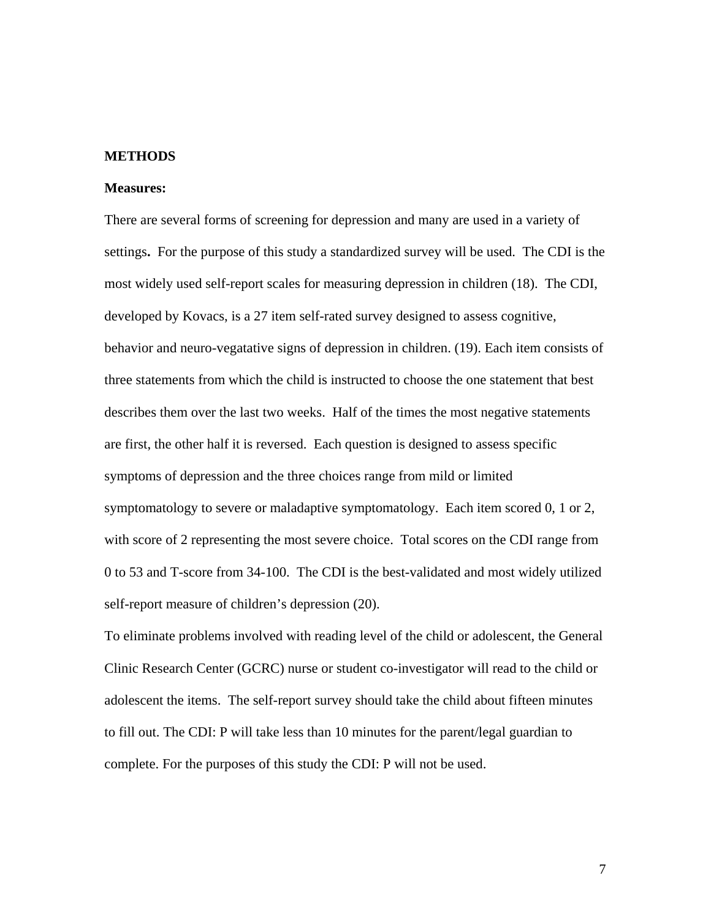**METHODS**

**Measures:**

There are several forms of screening for depression and many are used in a variety of settings**.** For the purpose of this study a standardized survey will be used. The CDI is the most widely used self-report scales for measuring depression in children (18). The CDI, developed by Kovacs, is a 27 item self-rated survey designed to assess cognitive, behavior and neuro-vegatative signs of depression in children. (19). Each item consists of three statements from which the child is instructed to choose the one statement that best describes them over the last two weeks. Half of the times the most negative statements are first, the other half it is reversed. Each question is designed to assess specific symptoms of depression and the three choices range from mild or limited symptomatology to severe or maladaptive symptomatology. Each item scored 0, 1 or 2, with score of 2 representing the most severe choice. Total scores on the CDI range from 0 to 53 and T-score from 34-100. The CDI is the best-validated and most widely utilized self-report measure of children's depression (20).

To eliminate problems involved with reading level of the child or adolescent, the General Clinic Research Center (GCRC) nurse or student co-investigator will read to the child or adolescent the items. The self-report survey should take the child about fifteen minutes to fill out. The CDI: P will take less than 10 minutes for the parent/legal guardian to complete. For the purposes of this study the CDI: P will not be used.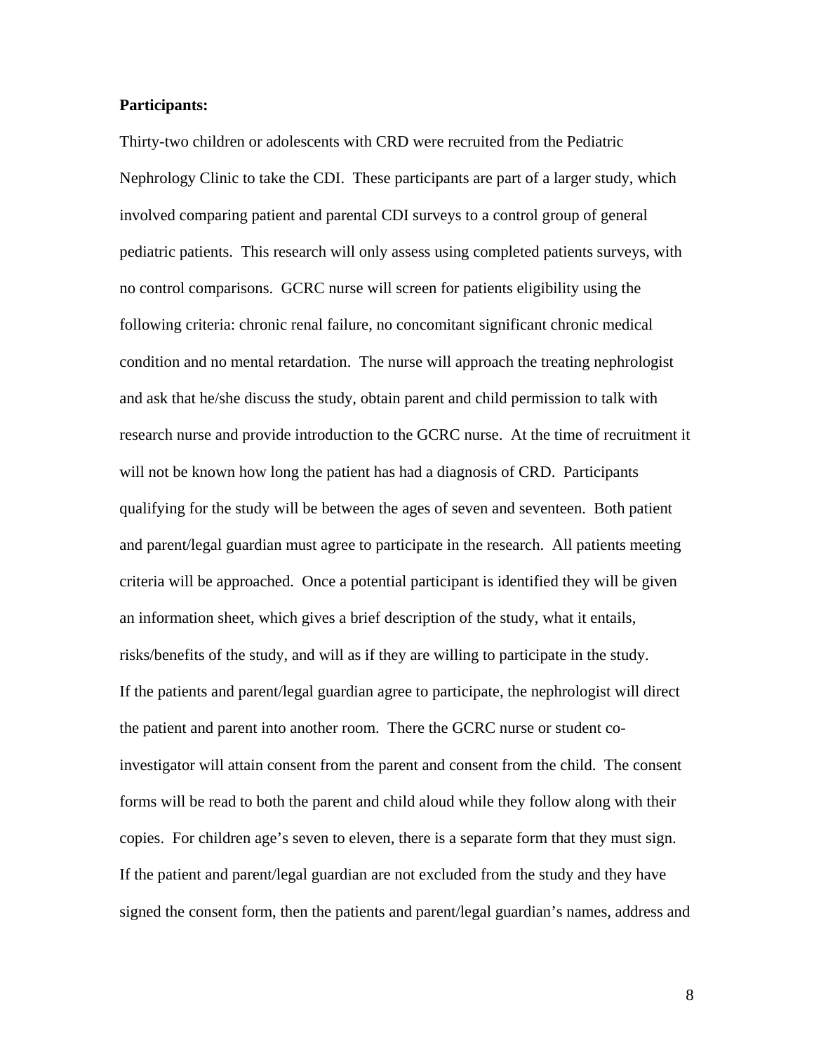**Participants:**

Thirty-two children or adolescents with CRD were recruited from the Pediatric Nephrology Clinic to take the CDI. These participants are part of a larger study, which involved comparing patient and parental CDI surveys to a control group of general pediatric patients. This research will only assess using completed patients surveys, with no control comparisons. GCRC nurse will screen for patients eligibility using the following criteria: chronic renal failure, no concomitant significant chronic medical condition and no mental retardation. The nurse will approach the treating nephrologist and ask that he/she discuss the study, obtain parent and child permission to talk with research nurse and provide introduction to the GCRC nurse. At the time of recruitment it will not be known how long the patient has had a diagnosis of CRD. Participants qualifying for the study will be between the ages of seven and seventeen. Both patient and parent/legal guardian must agree to participate in the research. All patients meeting criteria will be approached. Once a potential participant is identified they will be given an information sheet, which gives a brief description of the study, what it entails, risks/benefits of the study, and will as if they are willing to participate in the study. If the patients and parent/legal guardian agree to participate, the nephrologist will direct the patient and parent into another room. There the GCRC nurse or student co-investigator will attain consent from the parent and consent from the child. The consent forms will be read to both the parent and child aloud while they follow along with their copies. For children age's seven to eleven, there is a separate form that they must sign. If the patient and parent/legal guardian are not excluded from the study and they have signed the consent form, then the patients and parent/legal guardian's names, address and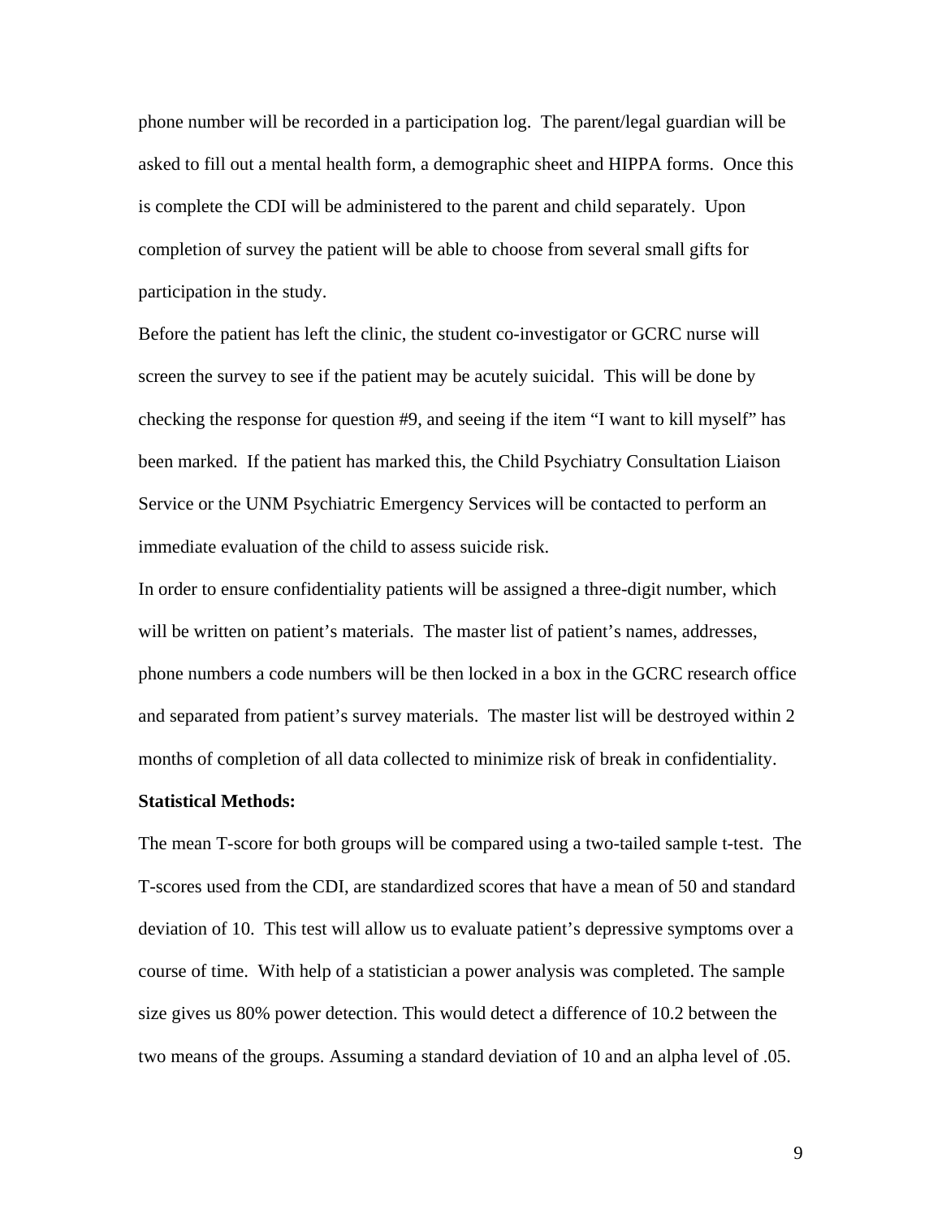phone number will be recorded in a participation log. The parent/legal guardian will be asked to fill out a mental health form, a demographic sheet and HIPPA forms. Once this is complete the CDI will be administered to the parent and child separately. Upon completion of survey the patient will be able to choose from several small gifts for participation in the study.

Before the patient has left the clinic, the student co-investigator or GCRC nurse will screen the survey to see if the patient may be acutely suicidal. This will be done by checking the response for question #9, and seeing if the item "I want to kill myself" has been marked. If the patient has marked this, the Child Psychiatry Consultation Liaison Service or the UNM Psychiatric Emergency Services will be contacted to perform an immediate evaluation of the child to assess suicide risk.

In order to ensure confidentiality patients will be assigned a three-digit number, which will be written on patient's materials. The master list of patient's names, addresses, phone numbers a code numbers will be then locked in a box in the GCRC research office and separated from patient's survey materials. The master list will be destroyed within 2 months of completion of all data collected to minimize risk of break in confidentiality.

**Statistical Methods:**

The mean T-score for both groups will be compared using a two-tailed sample t-test. The T-scores used from the CDI, are standardized scores that have a mean of 50 and standard deviation of 10. This test will allow us to evaluate patient's depressive symptoms over a course of time. With help of a statistician a power analysis was completed. The sample size gives us 80% power detection. This would detect a difference of 10.2 between the two means of the groups. Assuming a standard deviation of 10 and an alpha level of .05.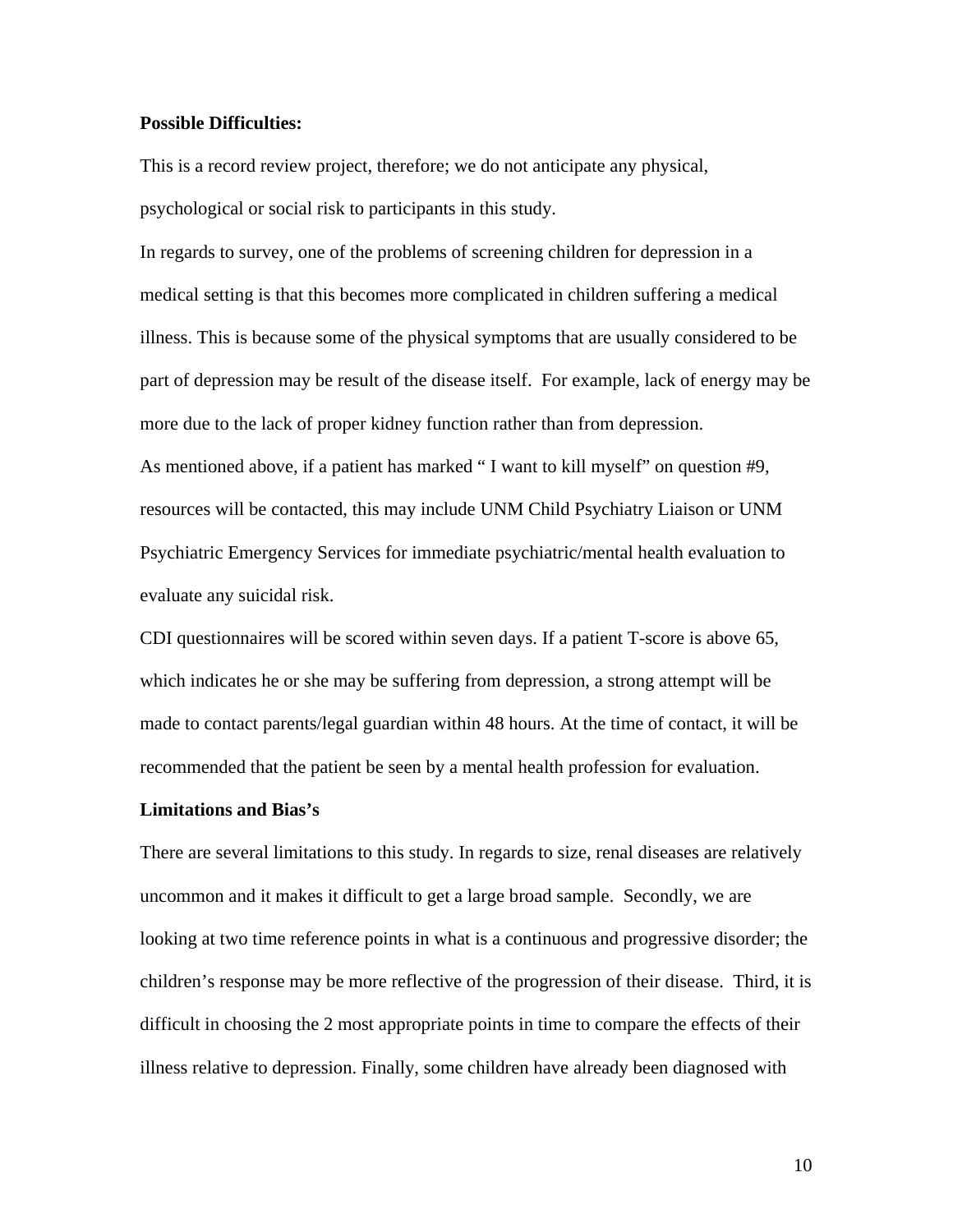**Possible Difficulties:**

This is a record review project, therefore; we do not anticipate any physical, psychological or social risk to participants in this study.

In regards to survey, one of the problems of screening children for depression in a medical setting is that this becomes more complicated in children suffering a medical illness. This is because some of the physical symptoms that are usually considered to be part of depression may be result of the disease itself. For example, lack of energy may be more due to the lack of proper kidney function rather than from depression.

As mentioned above, if a patient has marked " I want to kill myself" on question #9, resources will be contacted, this may include UNM Child Psychiatry Liaison or UNM Psychiatric Emergency Services for immediate psychiatric/mental health evaluation to evaluate any suicidal risk.

CDI questionnaires will be scored within seven days. If a patient T-score is above 65, which indicates he or she may be suffering from depression, a strong attempt will be made to contact parents/legal guardian within 48 hours. At the time of contact, it will be recommended that the patient be seen by a mental health profession for evaluation.

**Limitations and Bias's**

There are several limitations to this study. In regards to size, renal diseases are relatively uncommon and it makes it difficult to get a large broad sample. Secondly, we are looking at two time reference points in what is a continuous and progressive disorder; the children's response may be more reflective of the progression of their disease. Third, it is difficult in choosing the 2 most appropriate points in time to compare the effects of their illness relative to depression. Finally, some children have already been diagnosed with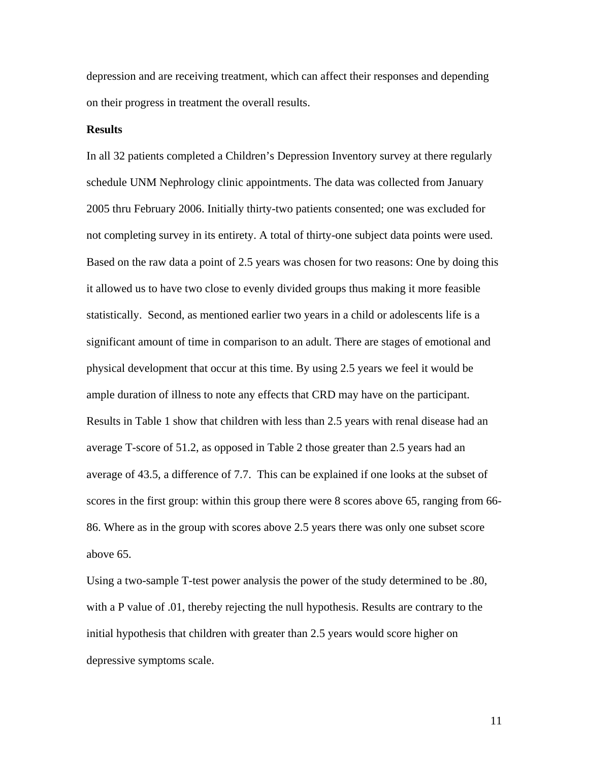depression and are receiving treatment, which can affect their responses and depending on their progress in treatment the overall results.

**Results**

In all 32 patients completed a Children's Depression Inventory survey at there regularly schedule UNM Nephrology clinic appointments. The data was collected from January 2005 thru February 2006. Initially thirty-two patients consented; one was excluded for not completing survey in its entirety. A total of thirty-one subject data points were used. Based on the raw data a point of 2.5 years was chosen for two reasons: One by doing this it allowed us to have two close to evenly divided groups thus making it more feasible statistically. Second, as mentioned earlier two years in a child or adolescents life is a significant amount of time in comparison to an adult. There are stages of emotional and physical development that occur at this time. By using 2.5 years we feel it would be ample duration of illness to note any effects that CRD may have on the participant. Results in Table 1 show that children with less than 2.5 years with renal disease had an average T-score of 51.2, as opposed in Table 2 those greater than 2.5 years had an average of 43.5, a difference of 7.7. This can be explained if one looks at the subset of scores in the first group: within this group there were 8 scores above 65, ranging from 66-86. Where as in the group with scores above 2.5 years there was only one subset score above 65.

Using a two-sample T-test power analysis the power of the study determined to be .80, with a P value of .01, thereby rejecting the null hypothesis. Results are contrary to the initial hypothesis that children with greater than 2.5 years would score higher on depressive symptoms scale.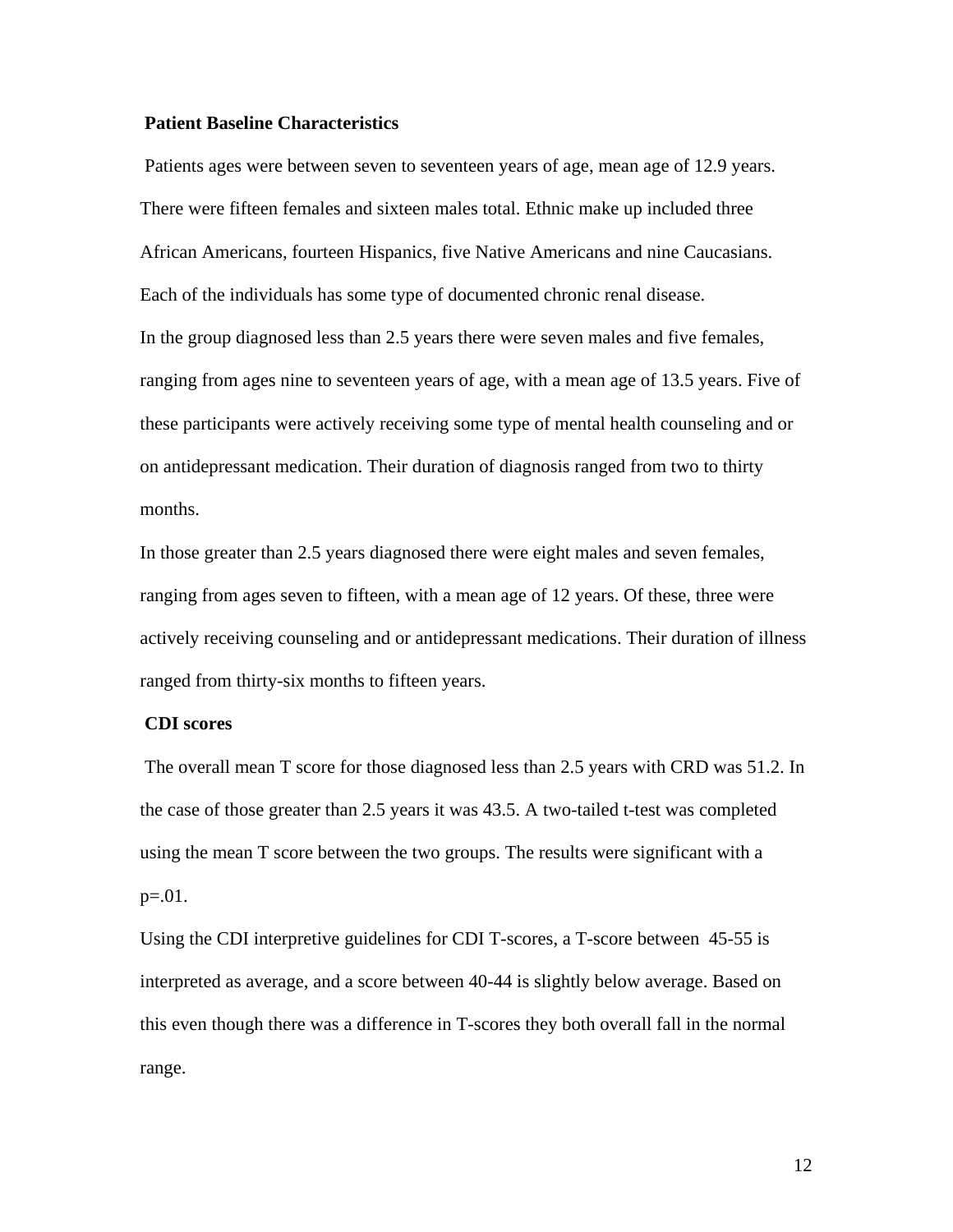**Patient Baseline Characteristics**

Patients ages were between seven to seventeen years of age, mean age of 12.9 years. There were fifteen females and sixteen males total. Ethnic make up included three African Americans, fourteen Hispanics, five Native Americans and nine Caucasians. Each of the individuals has some type of documented chronic renal disease.

In the group diagnosed less than 2.5 years there were seven males and five females, ranging from ages nine to seventeen years of age, with a mean age of 13.5 years. Five of these participants were actively receiving some type of mental health counseling and or on antidepressant medication. Their duration of diagnosis ranged from two to thirty months.

In those greater than 2.5 years diagnosed there were eight males and seven females, ranging from ages seven to fifteen, with a mean age of 12 years. Of these, three were actively receiving counseling and or antidepressant medications. Their duration of illness ranged from thirty-six months to fifteen years.

**CDI scores**

The overall mean T score for those diagnosed less than 2.5 years with CRD was 51.2. In the case of those greater than 2.5 years it was 43.5. A two-tailed t-test was completed using the mean T score between the two groups. The results were significant with a $p=.01$.

Using the CDI interpretive guidelines for CDI T-scores, a T-score between 45-55 is interpreted as average, and a score between 40-44 is slightly below average. Based on this even though there was a difference in T-scores they both overall fall in the normal range.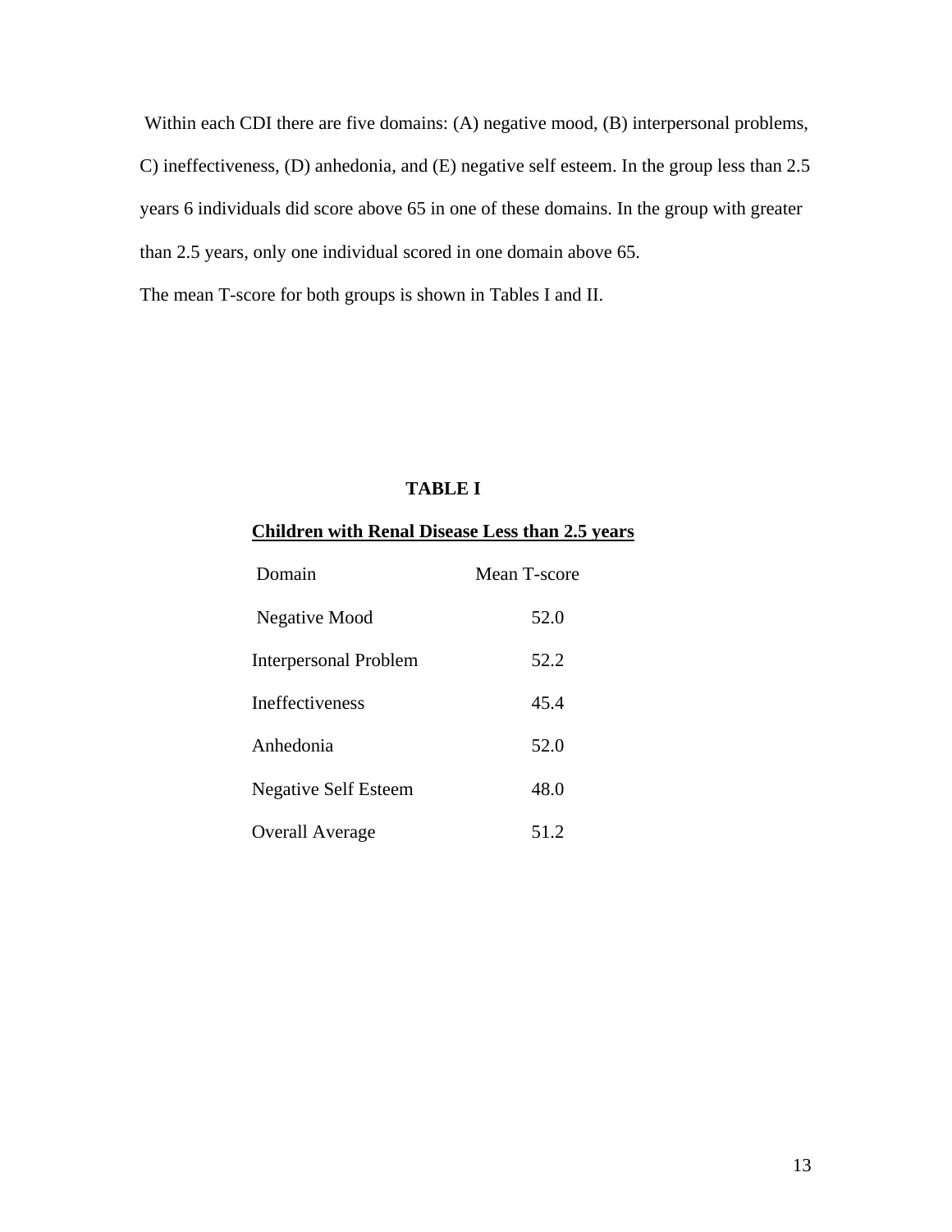Within each CDI there are five domains: (A) negative mood, (B) interpersonal problems, C) ineffectiveness, (D) anhedonia, and (E) negative self esteem. In the group less than 2.5 years 6 individuals did score above 65 in one of these domains. In the group with greater than 2.5 years, only one individual scored in one domain above 65.

The mean T-score for both groups is shown in Tables I and II.

**TABLE I**

**Children with Renal Disease Less than 2.5 years**

| Domain | Mean T-score |
|---|---|
| Negative Mood | 52.0 |
| Interpersonal Problem | 52.2 |
| Ineffectiveness | 45.4 |
| Anhedonia | 52.0 |
| Negative Self Esteem | 48.0 |
| Overall Average | 51.2 |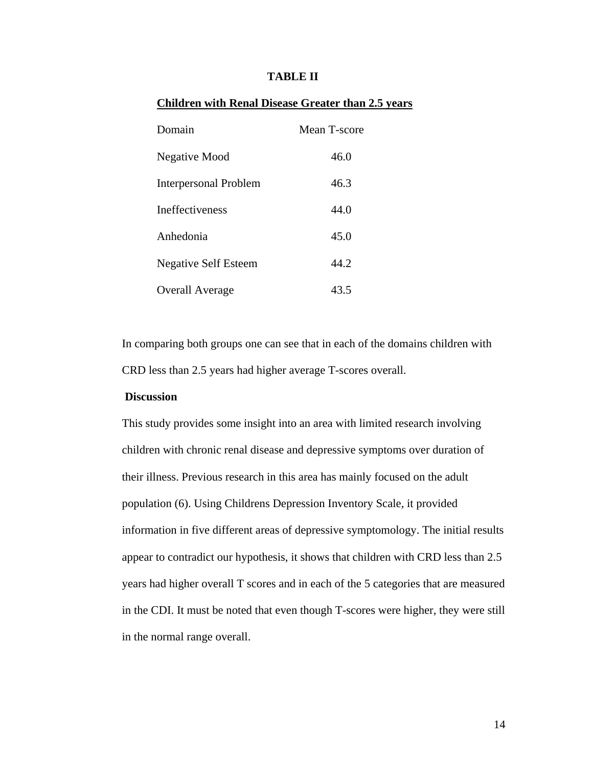**TABLE II**

**Children with Renal Disease Greater than 2.5 years**

| Domain | Mean T-score |
|---|---|
| Negative Mood | 46.0 |
| Interpersonal Problem | 46.3 |
| Ineffectiveness | 44.0 |
| Anhedonia | 45.0 |
| Negative Self Esteem | 44.2 |
| Overall Average | 43.5 |

In comparing both groups one can see that in each of the domains children with CRD less than 2.5 years had higher average T-scores overall.

**Discussion**

This study provides some insight into an area with limited research involving children with chronic renal disease and depressive symptoms over duration of their illness. Previous research in this area has mainly focused on the adult population (6). Using Childrens Depression Inventory Scale, it provided information in five different areas of depressive symptomology. The initial results appear to contradict our hypothesis, it shows that children with CRD less than 2.5 years had higher overall T scores and in each of the 5 categories that are measured in the CDI. It must be noted that even though T-scores were higher, they were still in the normal range overall.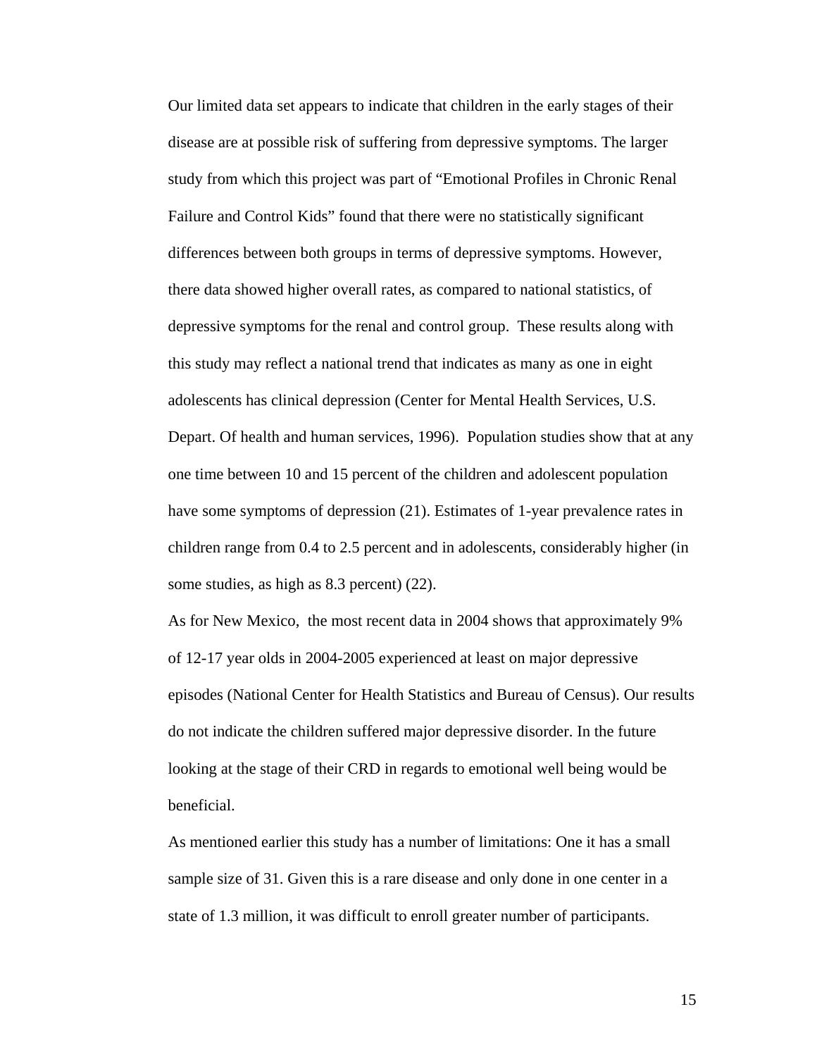Our limited data set appears to indicate that children in the early stages of their disease are at possible risk of suffering from depressive symptoms. The larger study from which this project was part of "Emotional Profiles in Chronic Renal Failure and Control Kids" found that there were no statistically significant differences between both groups in terms of depressive symptoms. However, there data showed higher overall rates, as compared to national statistics, of depressive symptoms for the renal and control group. These results along with this study may reflect a national trend that indicates as many as one in eight adolescents has clinical depression (Center for Mental Health Services, U.S. Depart. Of health and human services, 1996). Population studies show that at any one time between 10 and 15 percent of the children and adolescent population have some symptoms of depression (21). Estimates of 1-year prevalence rates in children range from 0.4 to 2.5 percent and in adolescents, considerably higher (in some studies, as high as 8.3 percent) (22).

As for New Mexico, the most recent data in 2004 shows that approximately 9% of 12-17 year olds in 2004-2005 experienced at least on major depressive episodes (National Center for Health Statistics and Bureau of Census). Our results do not indicate the children suffered major depressive disorder. In the future looking at the stage of their CRD in regards to emotional well being would be beneficial.

As mentioned earlier this study has a number of limitations: One it has a small sample size of 31. Given this is a rare disease and only done in one center in a state of 1.3 million, it was difficult to enroll greater number of participants.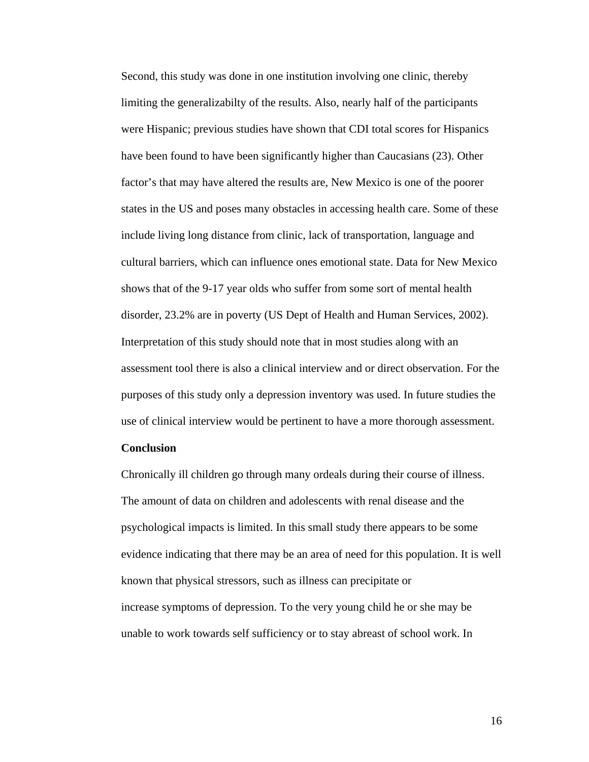Second, this study was done in one institution involving one clinic, thereby limiting the generalizabilty of the results. Also, nearly half of the participants were Hispanic; previous studies have shown that CDI total scores for Hispanics have been found to have been significantly higher than Caucasians (23). Other factor's that may have altered the results are, New Mexico is one of the poorer states in the US and poses many obstacles in accessing health care. Some of these include living long distance from clinic, lack of transportation, language and cultural barriers, which can influence ones emotional state. Data for New Mexico shows that of the 9-17 year olds who suffer from some sort of mental health disorder, 23.2% are in poverty (US Dept of Health and Human Services, 2002). Interpretation of this study should note that in most studies along with an assessment tool there is also a clinical interview and or direct observation. For the purposes of this study only a depression inventory was used. In future studies the use of clinical interview would be pertinent to have a more thorough assessment.

**Conclusion**

Chronically ill children go through many ordeals during their course of illness. The amount of data on children and adolescents with renal disease and the psychological impacts is limited. In this small study there appears to be some evidence indicating that there may be an area of need for this population. It is well known that physical stressors, such as illness can precipitate or increase symptoms of depression. To the very young child he or she may be unable to work towards self sufficiency or to stay abreast of school work. In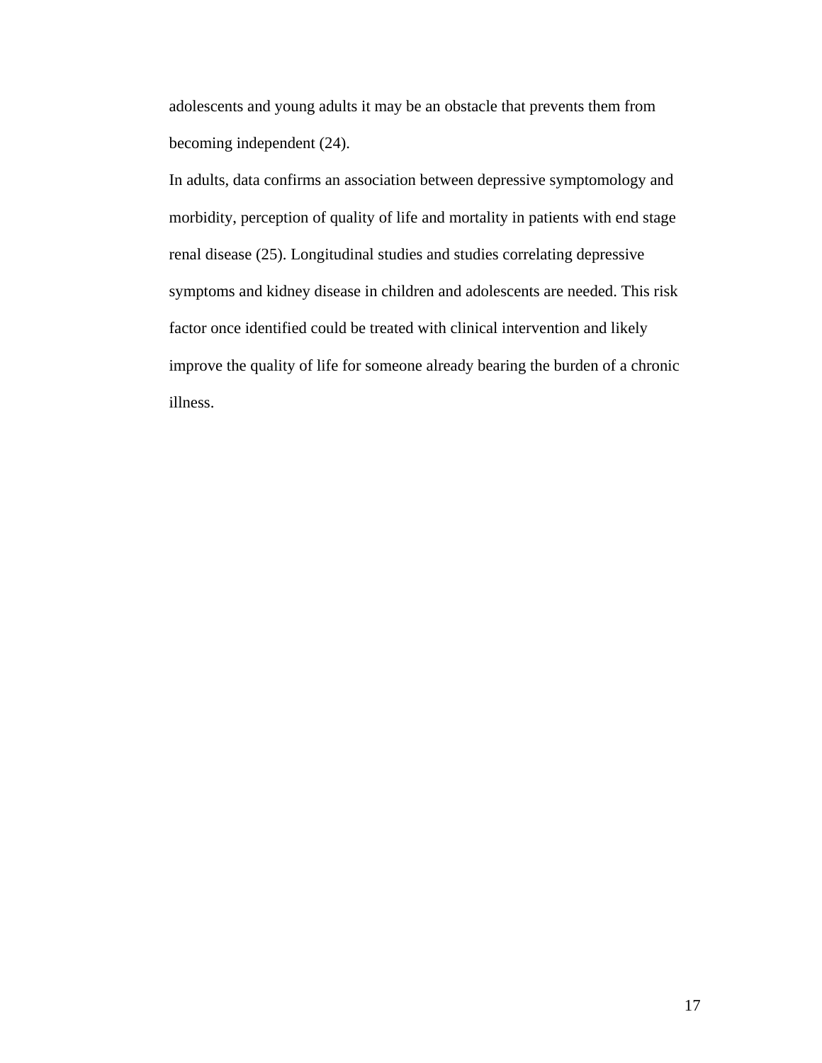adolescents and young adults it may be an obstacle that prevents them from becoming independent (24).

In adults, data confirms an association between depressive symptomology and morbidity, perception of quality of life and mortality in patients with end stage renal disease (25). Longitudinal studies and studies correlating depressive symptoms and kidney disease in children and adolescents are needed. This risk factor once identified could be treated with clinical intervention and likely improve the quality of life for someone already bearing the burden of a chronic illness.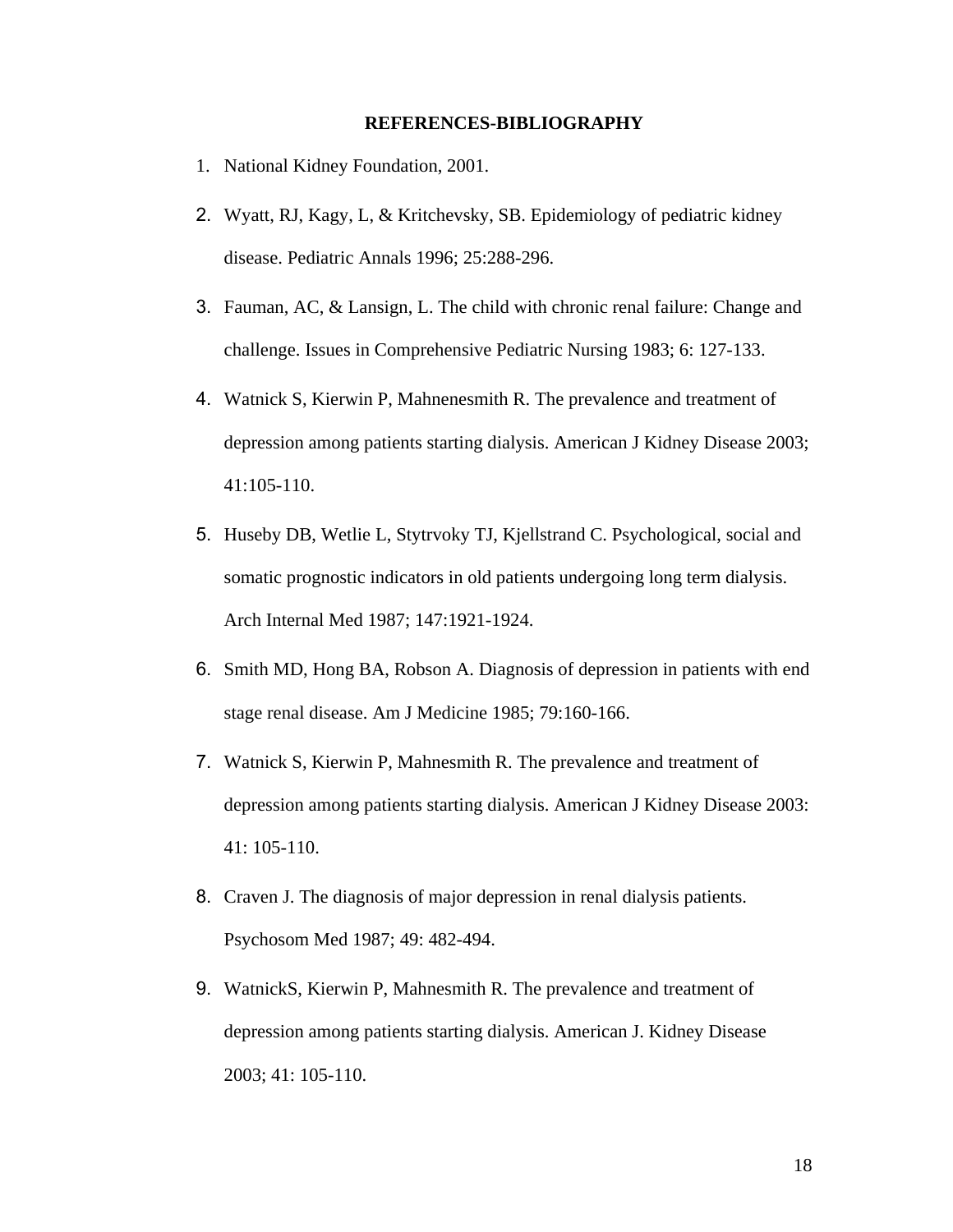## REFERENCES-BIBLIOGRAPHY

1. National Kidney Foundation, 2001.
2. Wyatt, RJ, Kagy, L, & Kritchevsky, SB. Epidemiology of pediatric kidney disease. Pediatric Annals 1996; 25:288-296.
3. Fauman, AC, & Lansign, L. The child with chronic renal failure: Change and challenge. Issues in Comprehensive Pediatric Nursing 1983; 6: 127-133.
4. Watnick S, Kierwin P, Mahnenesmith R. The prevalence and treatment of depression among patients starting dialysis. American J Kidney Disease 2003; 41:105-110.
5. Huseby DB, Wetlie L, Stytrvoky TJ, Kjellstrand C. Psychological, social and somatic prognostic indicators in old patients undergoing long term dialysis. Arch Internal Med 1987; 147:1921-1924.
6. Smith MD, Hong BA, Robson A. Diagnosis of depression in patients with end stage renal disease. Am J Medicine 1985; 79:160-166.
7. Watnick S, Kierwin P, Mahnesmith R. The prevalence and treatment of depression among patients starting dialysis. American J Kidney Disease 2003: 41: 105-110.
8. Craven J. The diagnosis of major depression in renal dialysis patients. Psychosom Med 1987; 49: 482-494.
9. WatnickS, Kierwin P, Mahnesmith R. The prevalence and treatment of depression among patients starting dialysis. American J. Kidney Disease 2003; 41: 105-110.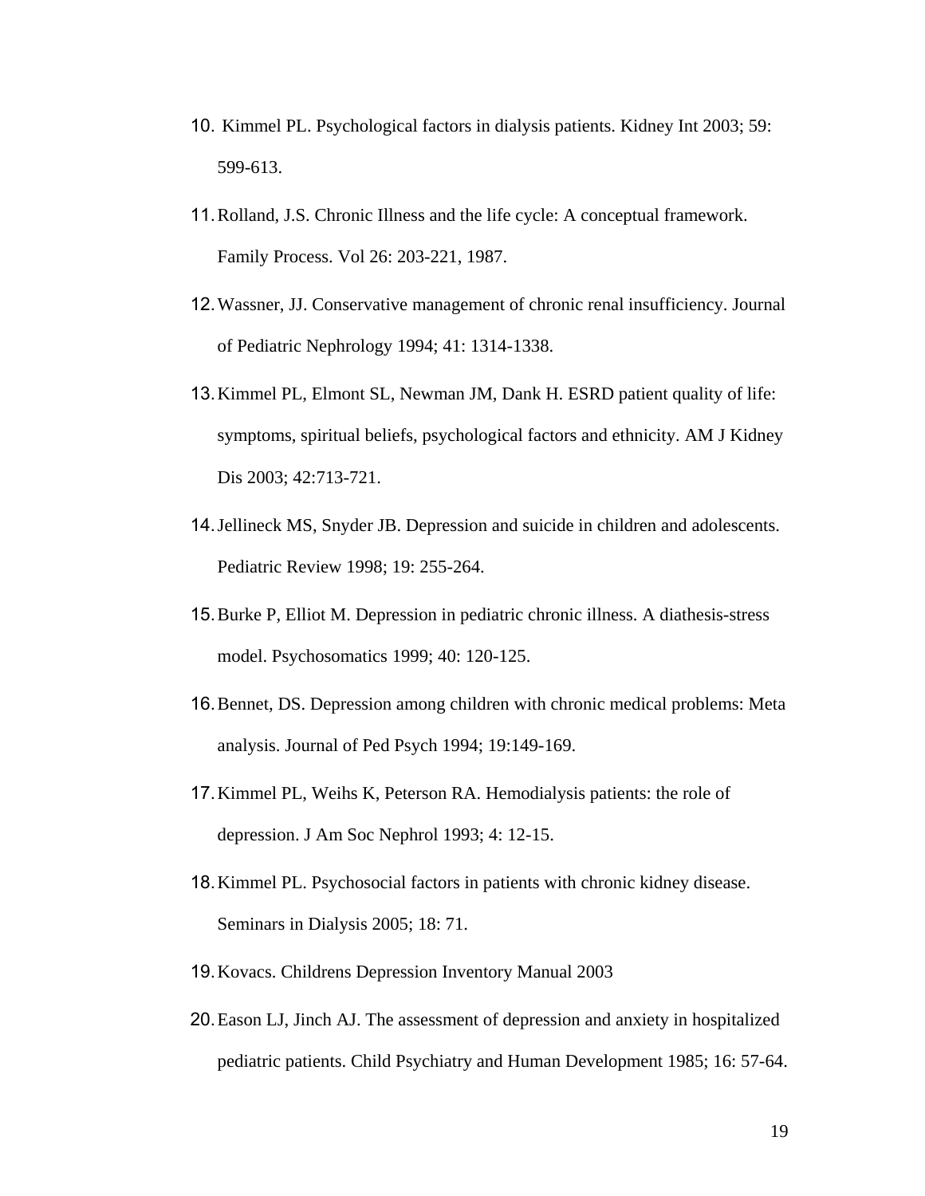10. Kimmel PL. Psychological factors in dialysis patients. Kidney Int 2003; 59: 599-613.
11. Rolland, J.S. Chronic Illness and the life cycle: A conceptual framework. Family Process. Vol 26: 203-221, 1987.
12. Wassner, JJ. Conservative management of chronic renal insufficiency. Journal of Pediatric Nephrology 1994; 41: 1314-1338.
13. Kimmel PL, Elmont SL, Newman JM, Dank H. ESRD patient quality of life: symptoms, spiritual beliefs, psychological factors and ethnicity. AM J Kidney Dis 2003; 42:713-721.
14. Jellineck MS, Snyder JB. Depression and suicide in children and adolescents. Pediatric Review 1998; 19: 255-264.
15. Burke P, Elliot M. Depression in pediatric chronic illness. A diathesis-stress model. Psychosomatics 1999; 40: 120-125.
16. Bennet, DS. Depression among children with chronic medical problems: Meta analysis. Journal of Ped Psych 1994; 19:149-169.
17. Kimmel PL, Weihs K, Peterson RA. Hemodialysis patients: the role of depression. J Am Soc Nephrol 1993; 4: 12-15.
18. Kimmel PL. Psychosocial factors in patients with chronic kidney disease. Seminars in Dialysis 2005; 18: 71.
19. Kovacs. Childrens Depression Inventory Manual 2003
20. Eason LJ, Jinch AJ. The assessment of depression and anxiety in hospitalized pediatric patients. Child Psychiatry and Human Development 1985; 16: 57-64.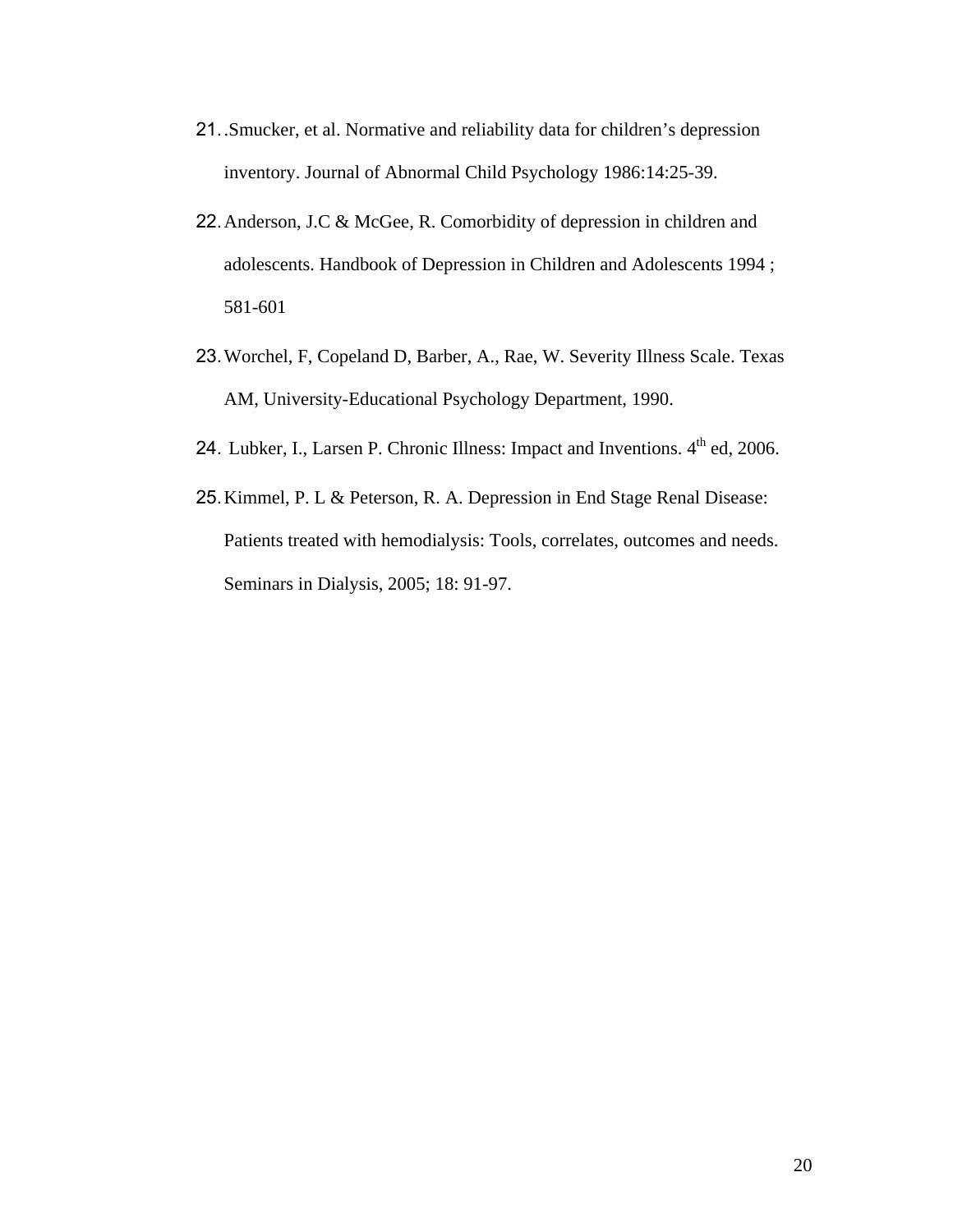21. .Smucker, et al. Normative and reliability data for children's depression inventory. Journal of Abnormal Child Psychology 1986:14:25-39.
22. Anderson, J.C & McGee, R. Comorbidity of depression in children and adolescents. Handbook of Depression in Children and Adolescents 1994 ; 581-601
23. Worchel, F, Copeland D, Barber, A., Rae, W. Severity Illness Scale. Texas AM, University-Educational Psychology Department, 1990.
24. Lubker, I., Larsen P. Chronic Illness: Impact and Inventions. 4th ed, 2006.
25. Kimmel, P. L & Peterson, R. A. Depression in End Stage Renal Disease: Patients treated with hemodialysis: Tools, correlates, outcomes and needs. Seminars in Dialysis, 2005; 18: 91-97.